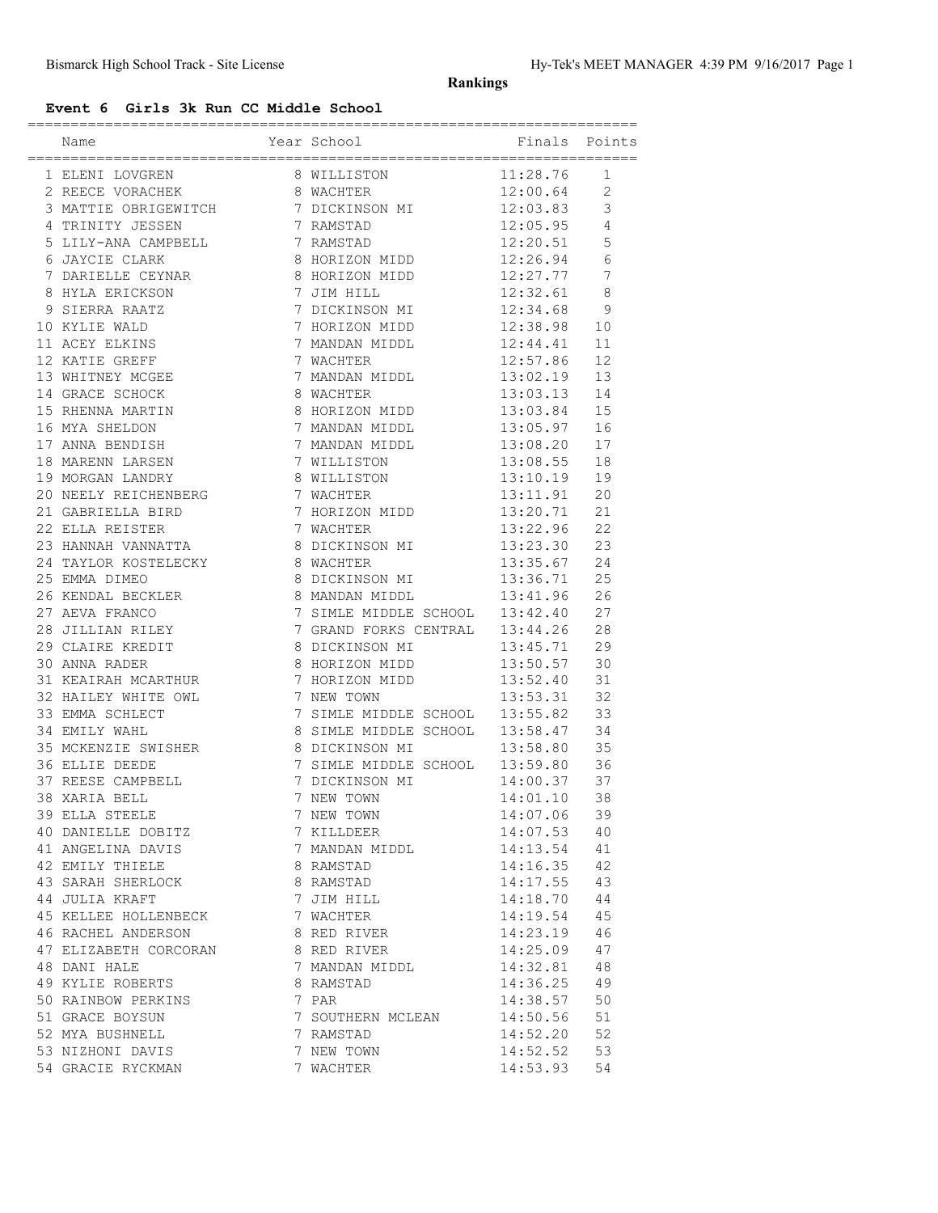# Rankings

## Event 6 Girls 3k Run CC Middle School

| | Name | Year | School | Finals | Points |
|---|---|---|---|---|---|
| 1 | ELENI LOVGREN | 8 | WILLISTON | 11:28.76 | 1 |
| 2 | REECE VORACHEK | 8 | WACHTER | 12:00.64 | 2 |
| 3 | MATTIE OBRIGEWITCH | 7 | DICKINSON MI | 12:03.83 | 3 |
| 4 | TRINITY JESSEN | 7 | RAMSTAD | 12:05.95 | 4 |
| 5 | LILY-ANA CAMPBELL | 7 | RAMSTAD | 12:20.51 | 5 |
| 6 | JAYCIE CLARK | 8 | HORIZON MIDD | 12:26.94 | 6 |
| 7 | DARIELLE CEYNAR | 8 | HORIZON MIDD | 12:27.77 | 7 |
| 8 | HYLA ERICKSON | 7 | JIM HILL | 12:32.61 | 8 |
| 9 | SIERRA RAATZ | 7 | DICKINSON MI | 12:34.68 | 9 |
| 10 | KYLIE WALD | 7 | HORIZON MIDD | 12:38.98 | 10 |
| 11 | ACEY ELKINS | 7 | MANDAN MIDDL | 12:44.41 | 11 |
| 12 | KATIE GREFF | 7 | WACHTER | 12:57.86 | 12 |
| 13 | WHITNEY MCGEE | 7 | MANDAN MIDDL | 13:02.19 | 13 |
| 14 | GRACE SCHOCK | 8 | WACHTER | 13:03.13 | 14 |
| 15 | RHENNA MARTIN | 8 | HORIZON MIDD | 13:03.84 | 15 |
| 16 | MYA SHELDON | 7 | MANDAN MIDDL | 13:05.97 | 16 |
| 17 | ANNA BENDISH | 7 | MANDAN MIDDL | 13:08.20 | 17 |
| 18 | MARENN LARSEN | 7 | WILLISTON | 13:08.55 | 18 |
| 19 | MORGAN LANDRY | 8 | WILLISTON | 13:10.19 | 19 |
| 20 | NEELY REICHENBERG | 7 | WACHTER | 13:11.91 | 20 |
| 21 | GABRIELLA BIRD | 7 | HORIZON MIDD | 13:20.71 | 21 |
| 22 | ELLA REISTER | 7 | WACHTER | 13:22.96 | 22 |
| 23 | HANNAH VANNATTA | 8 | DICKINSON MI | 13:23.30 | 23 |
| 24 | TAYLOR KOSTELECKY | 8 | WACHTER | 13:35.67 | 24 |
| 25 | EMMA DIMEO | 8 | DICKINSON MI | 13:36.71 | 25 |
| 26 | KENDAL BECKLER | 8 | MANDAN MIDDL | 13:41.96 | 26 |
| 27 | AEVA FRANCO | 7 | SIMLE MIDDLE SCHOOL | 13:42.40 | 27 |
| 28 | JILLIAN RILEY | 7 | GRAND FORKS CENTRAL | 13:44.26 | 28 |
| 29 | CLAIRE KREDIT | 8 | DICKINSON MI | 13:45.71 | 29 |
| 30 | ANNA RADER | 8 | HORIZON MIDD | 13:50.57 | 30 |
| 31 | KEAIRAH MCARTHUR | 7 | HORIZON MIDD | 13:52.40 | 31 |
| 32 | HAILEY WHITE OWL | 7 | NEW TOWN | 13:53.31 | 32 |
| 33 | EMMA SCHLECT | 7 | SIMLE MIDDLE SCHOOL | 13:55.82 | 33 |
| 34 | EMILY WAHL | 8 | SIMLE MIDDLE SCHOOL | 13:58.47 | 34 |
| 35 | MCKENZIE SWISHER | 8 | DICKINSON MI | 13:58.80 | 35 |
| 36 | ELLIE DEEDE | 7 | SIMLE MIDDLE SCHOOL | 13:59.80 | 36 |
| 37 | REESE CAMPBELL | 7 | DICKINSON MI | 14:00.37 | 37 |
| 38 | XARIA BELL | 7 | NEW TOWN | 14:01.10 | 38 |
| 39 | ELLA STEELE | 7 | NEW TOWN | 14:07.06 | 39 |
| 40 | DANIELLE DOBITZ | 7 | KILLDEER | 14:07.53 | 40 |
| 41 | ANGELINA DAVIS | 7 | MANDAN MIDDL | 14:13.54 | 41 |
| 42 | EMILY THIELE | 8 | RAMSTAD | 14:16.35 | 42 |
| 43 | SARAH SHERLOCK | 8 | RAMSTAD | 14:17.55 | 43 |
| 44 | JULIA KRAFT | 7 | JIM HILL | 14:18.70 | 44 |
| 45 | KELLEE HOLLENBECK | 7 | WACHTER | 14:19.54 | 45 |
| 46 | RACHEL ANDERSON | 8 | RED RIVER | 14:23.19 | 46 |
| 47 | ELIZABETH CORCORAN | 8 | RED RIVER | 14:25.09 | 47 |
| 48 | DANI HALE | 7 | MANDAN MIDDL | 14:32.81 | 48 |
| 49 | KYLIE ROBERTS | 8 | RAMSTAD | 14:36.25 | 49 |
| 50 | RAINBOW PERKINS | 7 | PAR | 14:38.57 | 50 |
| 51 | GRACE BOYSUN | 7 | SOUTHERN MCLEAN | 14:50.56 | 51 |
| 52 | MYA BUSHNELL | 7 | RAMSTAD | 14:52.20 | 52 |
| 53 | NIZHONI DAVIS | 7 | NEW TOWN | 14:52.52 | 53 |
| 54 | GRACIE RYCKMAN | 7 | WACHTER | 14:53.93 | 54 |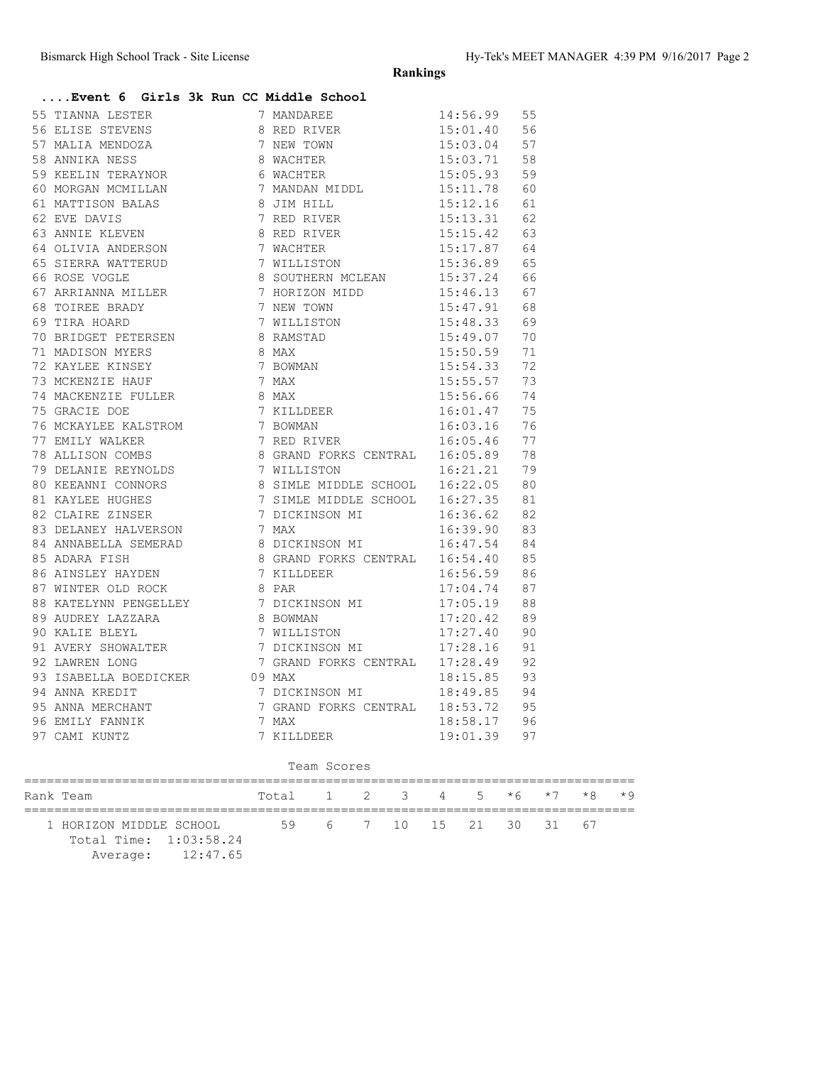# Rankings

## ....Event 6 Girls 3k Run CC Middle School

| Place | Name | Yr | School | Time | Points |
|---|---|---|---|---|---|
| 55 | TIANNA LESTER | 7 | MANDAREE | 14:56.99 | 55 |
| 56 | ELISE STEVENS | 8 | RED RIVER | 15:01.40 | 56 |
| 57 | MALIA MENDOZA | 7 | NEW TOWN | 15:03.04 | 57 |
| 58 | ANNIKA NESS | 8 | WACHTER | 15:03.71 | 58 |
| 59 | KEELIN TERAYNOR | 6 | WACHTER | 15:05.93 | 59 |
| 60 | MORGAN MCMILLAN | 7 | MANDAN MIDDL | 15:11.78 | 60 |
| 61 | MATTISON BALAS | 8 | JIM HILL | 15:12.16 | 61 |
| 62 | EVE DAVIS | 7 | RED RIVER | 15:13.31 | 62 |
| 63 | ANNIE KLEVEN | 8 | RED RIVER | 15:15.42 | 63 |
| 64 | OLIVIA ANDERSON | 7 | WACHTER | 15:17.87 | 64 |
| 65 | SIERRA WATTERUD | 7 | WILLISTON | 15:36.89 | 65 |
| 66 | ROSE VOGLE | 8 | SOUTHERN MCLEAN | 15:37.24 | 66 |
| 67 | ARRIANNA MILLER | 7 | HORIZON MIDD | 15:46.13 | 67 |
| 68 | TOIREE BRADY | 7 | NEW TOWN | 15:47.91 | 68 |
| 69 | TIRA HOARD | 7 | WILLISTON | 15:48.33 | 69 |
| 70 | BRIDGET PETERSEN | 8 | RAMSTAD | 15:49.07 | 70 |
| 71 | MADISON MYERS | 8 | MAX | 15:50.59 | 71 |
| 72 | KAYLEE KINSEY | 7 | BOWMAN | 15:54.33 | 72 |
| 73 | MCKENZIE HAUF | 7 | MAX | 15:55.57 | 73 |
| 74 | MACKENZIE FULLER | 8 | MAX | 15:56.66 | 74 |
| 75 | GRACIE DOE | 7 | KILLDEER | 16:01.47 | 75 |
| 76 | MCKAYLEE KALSTROM | 7 | BOWMAN | 16:03.16 | 76 |
| 77 | EMILY WALKER | 7 | RED RIVER | 16:05.46 | 77 |
| 78 | ALLISON COMBS | 8 | GRAND FORKS CENTRAL | 16:05.89 | 78 |
| 79 | DELANIE REYNOLDS | 7 | WILLISTON | 16:21.21 | 79 |
| 80 | KEEANNI CONNORS | 8 | SIMLE MIDDLE SCHOOL | 16:22.05 | 80 |
| 81 | KAYLEE HUGHES | 7 | SIMLE MIDDLE SCHOOL | 16:27.35 | 81 |
| 82 | CLAIRE ZINSER | 7 | DICKINSON MI | 16:36.62 | 82 |
| 83 | DELANEY HALVERSON | 7 | MAX | 16:39.90 | 83 |
| 84 | ANNABELLA SEMERAD | 8 | DICKINSON MI | 16:47.54 | 84 |
| 85 | ADARA FISH | 8 | GRAND FORKS CENTRAL | 16:54.40 | 85 |
| 86 | AINSLEY HAYDEN | 7 | KILLDEER | 16:56.59 | 86 |
| 87 | WINTER OLD ROCK | 8 | PAR | 17:04.74 | 87 |
| 88 | KATELYNN PENGELLEY | 7 | DICKINSON MI | 17:05.19 | 88 |
| 89 | AUDREY LAZZARA | 8 | BOWMAN | 17:20.42 | 89 |
| 90 | KALIE BLEYL | 7 | WILLISTON | 17:27.40 | 90 |
| 91 | AVERY SHOWALTER | 7 | DICKINSON MI | 17:28.16 | 91 |
| 92 | LAWREN LONG | 7 | GRAND FORKS CENTRAL | 17:28.49 | 92 |
| 93 | ISABELLA BOEDICKER | 09 | MAX | 18:15.85 | 93 |
| 94 | ANNA KREDIT | 7 | DICKINSON MI | 18:49.85 | 94 |
| 95 | ANNA MERCHANT | 7 | GRAND FORKS CENTRAL | 18:53.72 | 95 |
| 96 | EMILY FANNIK | 7 | MAX | 18:58.17 | 96 |
| 97 | CAMI KUNTZ | 7 | KILLDEER | 19:01.39 | 97 |

### Team Scores

| Rank | Team | Total | 1 | 2 | 3 | 4 | 5 | *6 | *7 | *8 | *9 |
|---|---|---|---|---|---|---|---|---|---|---|---|
| 1 | HORIZON MIDDLE SCHOOL | 59 | 6 | 7 | 10 | 15 | 21 | 30 | 31 | 67 | |

Total Time: 1:03:58.24
Average: 12:47.65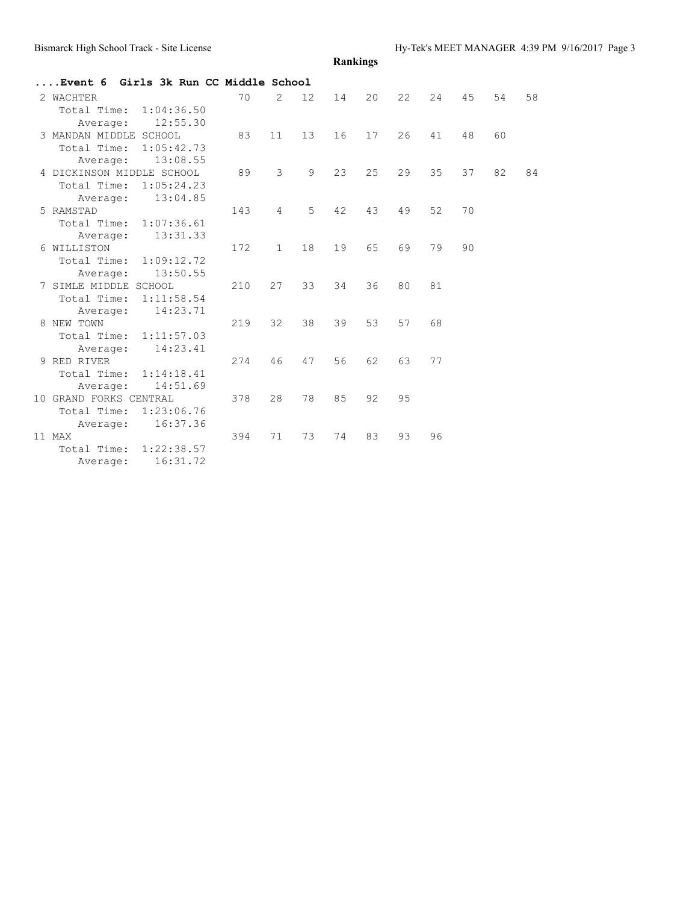## Rankings

**....Event 6 Girls 3k Run CC Middle School**

| | | | | | | | | | | | |
|---|---|---|---|---|---|---|---|---|---|---|---|
| 2 WACHTER | 70 | 2 | 12 | 14 | 20 | 22 | 24 | 45 | 54 | 58 |
| Total Time: 1:04:36.50 | | | | | | | | | | |
| Average: 12:55.30 | | | | | | | | | | |
| 3 MANDAN MIDDLE SCHOOL | 83 | 11 | 13 | 16 | 17 | 26 | 41 | 48 | 60 | |
| Total Time: 1:05:42.73 | | | | | | | | | | |
| Average: 13:08.55 | | | | | | | | | | |
| 4 DICKINSON MIDDLE SCHOOL | 89 | 3 | 9 | 23 | 25 | 29 | 35 | 37 | 82 | 84 |
| Total Time: 1:05:24.23 | | | | | | | | | | |
| Average: 13:04.85 | | | | | | | | | | |
| 5 RAMSTAD | 143 | 4 | 5 | 42 | 43 | 49 | 52 | 70 | | |
| Total Time: 1:07:36.61 | | | | | | | | | | |
| Average: 13:31.33 | | | | | | | | | | |
| 6 WILLISTON | 172 | 1 | 18 | 19 | 65 | 69 | 79 | 90 | | |
| Total Time: 1:09:12.72 | | | | | | | | | | |
| Average: 13:50.55 | | | | | | | | | | |
| 7 SIMLE MIDDLE SCHOOL | 210 | 27 | 33 | 34 | 36 | 80 | 81 | | | |
| Total Time: 1:11:58.54 | | | | | | | | | | |
| Average: 14:23.71 | | | | | | | | | | |
| 8 NEW TOWN | 219 | 32 | 38 | 39 | 53 | 57 | 68 | | | |
| Total Time: 1:11:57.03 | | | | | | | | | | |
| Average: 14:23.41 | | | | | | | | | | |
| 9 RED RIVER | 274 | 46 | 47 | 56 | 62 | 63 | 77 | | | |
| Total Time: 1:14:18.41 | | | | | | | | | | |
| Average: 14:51.69 | | | | | | | | | | |
| 10 GRAND FORKS CENTRAL | 378 | 28 | 78 | 85 | 92 | 95 | | | | |
| Total Time: 1:23:06.76 | | | | | | | | | | |
| Average: 16:37.36 | | | | | | | | | | |
| 11 MAX | 394 | 71 | 73 | 74 | 83 | 93 | 96 | | | |
| Total Time: 1:22:38.57 | | | | | | | | | | |
| Average: 16:31.72 | | | | | | | | | | |